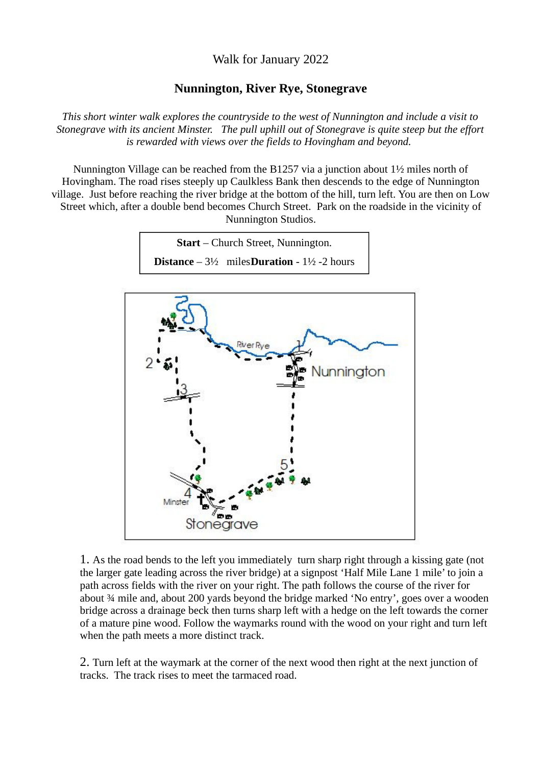Walk for January 2022

## Nunnington, River Rye, Stonegrave

*This short winter walk explores the countryside to the west of Nunnington and include a visit to Stonegrave with its ancient Minster. The pull uphill out of Stonegrave is quite steep but the effort is rewarded with views over the fields to Hovingham and beyond.*

Nunnington Village can be reached from the B1257 via a junction about 1½ miles north of Hovingham. The road rises steeply up Caulkless Bank then descends to the edge of Nunnington village. Just before reaching the river bridge at the bottom of the hill, turn left. You are then on Low Street which, after a double bend becomes Church Street. Park on the roadside in the vicinity of Nunnington Studios.

**Start** – Church Street, Nunnington.

**Distance** – 3½ miles **Duration** - 1½ -2 hours

1. As the road bends to the left you immediately turn sharp right through a kissing gate (not the larger gate leading across the river bridge) at a signpost 'Half Mile Lane 1 mile' to join a path across fields with the river on your right. The path follows the course of the river for about ¾ mile and, about 200 yards beyond the bridge marked 'No entry', goes over a wooden bridge across a drainage beck then turns sharp left with a hedge on the left towards the corner of a mature pine wood. Follow the waymarks round with the wood on your right and turn left when the path meets a more distinct track.

2. Turn left at the waymark at the corner of the next wood then right at the next junction of tracks. The track rises to meet the tarmaced road.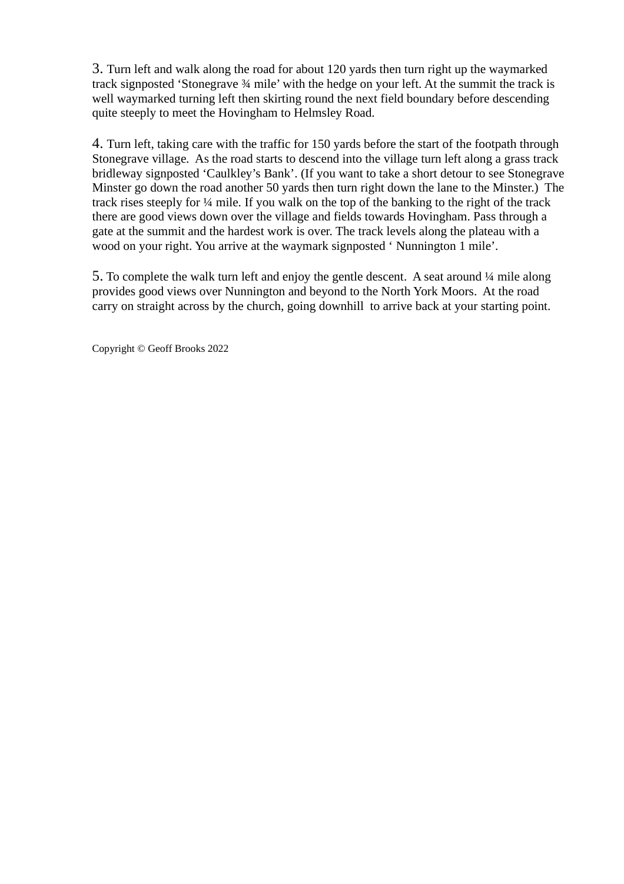3. Turn left and walk along the road for about 120 yards then turn right up the waymarked track signposted 'Stonegrave ¾ mile' with the hedge on your left. At the summit the track is well waymarked turning left then skirting round the next field boundary before descending quite steeply to meet the Hovingham to Helmsley Road.

4. Turn left, taking care with the traffic for 150 yards before the start of the footpath through Stonegrave village. As the road starts to descend into the village turn left along a grass track bridleway signposted 'Caulkley's Bank'. (If you want to take a short detour to see Stonegrave Minster go down the road another 50 yards then turn right down the lane to the Minster.) The track rises steeply for ¼ mile. If you walk on the top of the banking to the right of the track there are good views down over the village and fields towards Hovingham. Pass through a gate at the summit and the hardest work is over. The track levels along the plateau with a wood on your right. You arrive at the waymark signposted ' Nunnington 1 mile'.

5. To complete the walk turn left and enjoy the gentle descent. A seat around ¼ mile along provides good views over Nunnington and beyond to the North York Moors. At the road carry on straight across by the church, going downhill to arrive back at your starting point.

Copyright © Geoff Brooks 2022